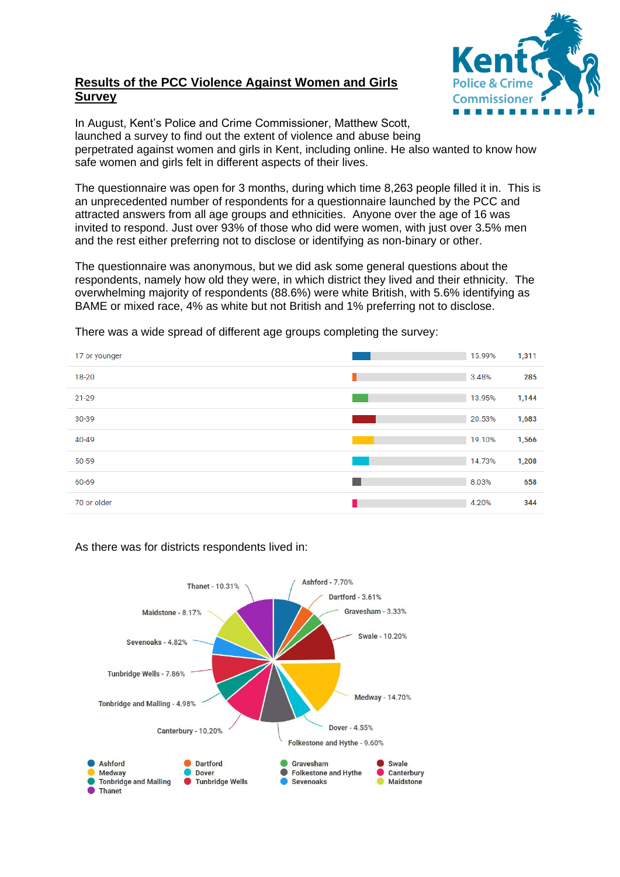## Results of the PCC Violence Against Women and Girls Survey

In August, Kent's Police and Crime Commissioner, Matthew Scott, launched a survey to find out the extent of violence and abuse being perpetrated against women and girls in Kent, including online. He also wanted to know how safe women and girls felt in different aspects of their lives.

The questionnaire was open for 3 months, during which time 8,263 people filled it in. This is an unprecedented number of respondents for a questionnaire launched by the PCC and attracted answers from all age groups and ethnicities. Anyone over the age of 16 was invited to respond. Just over 93% of those who did were women, with just over 3.5% men and the rest either preferring not to disclose or identifying as non-binary or other.

The questionnaire was anonymous, but we did ask some general questions about the respondents, namely how old they were, in which district they lived and their ethnicity. The overwhelming majority of respondents (88.6%) were white British, with 5.6% identifying as BAME or mixed race, 4% as white but not British and 1% preferring not to disclose.

There was a wide spread of different age groups completing the survey:

| Age group | Percentage | Count |
|---|---|---|
| 17 or younger | 15.99% | 1,311 |
| 18-20 | 3.48% | 285 |
| 21-29 | 13.95% | 1,144 |
| 30-39 | 20.53% | 1,683 |
| 40-49 | 19.10% | 1,566 |
| 50-59 | 14.73% | 1,208 |
| 60-69 | 8.03% | 658 |
| 70 or older | 4.20% | 344 |

As there was for districts respondents lived in:

| District | Percentage |
|---|---|
| Ashford | 7.70% |
| Dartford | 3.61% |
| Gravesham | 3.33% |
| Swale | 10.20% |
| Medway | 14.70% |
| Dover | 4.55% |
| Folkestone and Hythe | 9.60% |
| Canterbury | 10.20% |
| Tonbridge and Malling | 4.98% |
| Tunbridge Wells | 7.86% |
| Sevenoaks | 4.82% |
| Maidstone | 8.17% |
| Thanet | 10.31% |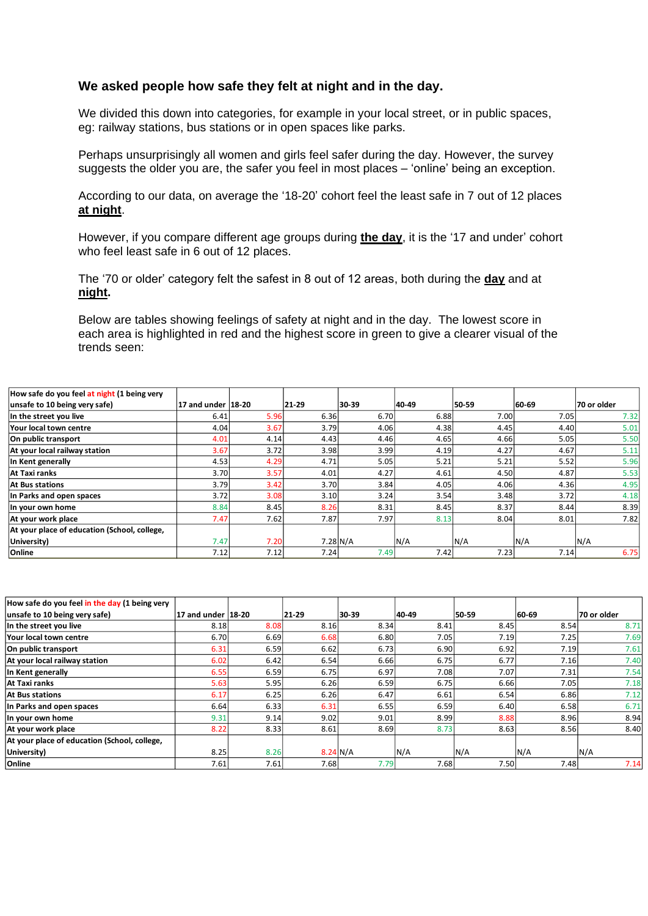### We asked people how safe they felt at night and in the day.

We divided this down into categories, for example in your local street, or in public spaces, eg: railway stations, bus stations or in open spaces like parks.

Perhaps unsurprisingly all women and girls feel safer during the day. However, the survey suggests the older you are, the safer you feel in most places – 'online' being an exception.

According to our data, on average the '18-20' cohort feel the least safe in 7 out of 12 places **at night**.

However, if you compare different age groups during **the day**, it is the '17 and under' cohort who feel least safe in 6 out of 12 places.

The '70 or older' category felt the safest in 8 out of 12 areas, both during the **day** and at **night.**

Below are tables showing feelings of safety at night and in the day. The lowest score in each area is highlighted in red and the highest score in green to give a clearer visual of the trends seen:

| How safe do you feel at night (1 being very unsafe to 10 being very safe) | 17 and under | 18-20 | 21-29 | 30-39 | 40-49 | 50-59 | 60-69 | 70 or older |
|---|---|---|---|---|---|---|---|---|
| In the street you live | 6.41 | 5.96 | 6.36 | 6.70 | 6.88 | 7.00 | 7.05 | 7.32 |
| Your local town centre | 4.04 | 3.67 | 3.79 | 4.06 | 4.38 | 4.45 | 4.40 | 5.01 |
| On public transport | 4.01 | 4.14 | 4.43 | 4.46 | 4.65 | 4.66 | 5.05 | 5.50 |
| At your local railway station | 3.67 | 3.72 | 3.98 | 3.99 | 4.19 | 4.27 | 4.67 | 5.11 |
| In Kent generally | 4.53 | 4.29 | 4.71 | 5.05 | 5.21 | 5.21 | 5.52 | 5.96 |
| At Taxi ranks | 3.70 | 3.57 | 4.01 | 4.27 | 4.61 | 4.50 | 4.87 | 5.53 |
| At Bus stations | 3.79 | 3.42 | 3.70 | 3.84 | 4.05 | 4.06 | 4.36 | 4.95 |
| In Parks and open spaces | 3.72 | 3.08 | 3.10 | 3.24 | 3.54 | 3.48 | 3.72 | 4.18 |
| In your own home | 8.84 | 8.45 | 8.26 | 8.31 | 8.45 | 8.37 | 8.44 | 8.39 |
| At your work place | 7.47 | 7.62 | 7.87 | 7.97 | 8.13 | 8.04 | 8.01 | 7.82 |
| At your place of education (School, college, University) | 7.47 | 7.20 | 7.28 | N/A | N/A | N/A | N/A | N/A |
| Online | 7.12 | 7.12 | 7.24 | 7.49 | 7.42 | 7.23 | 7.14 | 6.75 |

| How safe do you feel in the day (1 being very unsafe to 10 being very safe) | 17 and under | 18-20 | 21-29 | 30-39 | 40-49 | 50-59 | 60-69 | 70 or older |
|---|---|---|---|---|---|---|---|---|
| In the street you live | 8.18 | 8.08 | 8.16 | 8.34 | 8.41 | 8.45 | 8.54 | 8.71 |
| Your local town centre | 6.70 | 6.69 | 6.68 | 6.80 | 7.05 | 7.19 | 7.25 | 7.69 |
| On public transport | 6.31 | 6.59 | 6.62 | 6.73 | 6.90 | 6.92 | 7.19 | 7.61 |
| At your local railway station | 6.02 | 6.42 | 6.54 | 6.66 | 6.75 | 6.77 | 7.16 | 7.40 |
| In Kent generally | 6.55 | 6.59 | 6.75 | 6.97 | 7.08 | 7.07 | 7.31 | 7.54 |
| At Taxi ranks | 5.63 | 5.95 | 6.26 | 6.59 | 6.75 | 6.66 | 7.05 | 7.18 |
| At Bus stations | 6.17 | 6.25 | 6.26 | 6.47 | 6.61 | 6.54 | 6.86 | 7.12 |
| In Parks and open spaces | 6.64 | 6.33 | 6.31 | 6.55 | 6.59 | 6.40 | 6.58 | 6.71 |
| In your own home | 9.31 | 9.14 | 9.02 | 9.01 | 8.99 | 8.88 | 8.96 | 8.94 |
| At your work place | 8.22 | 8.33 | 8.61 | 8.69 | 8.73 | 8.63 | 8.56 | 8.40 |
| At your place of education (School, college, University) | 8.25 | 8.26 | 8.24 | N/A | N/A | N/A | N/A | N/A |
| Online | 7.61 | 7.61 | 7.68 | 7.79 | 7.68 | 7.50 | 7.48 | 7.14 |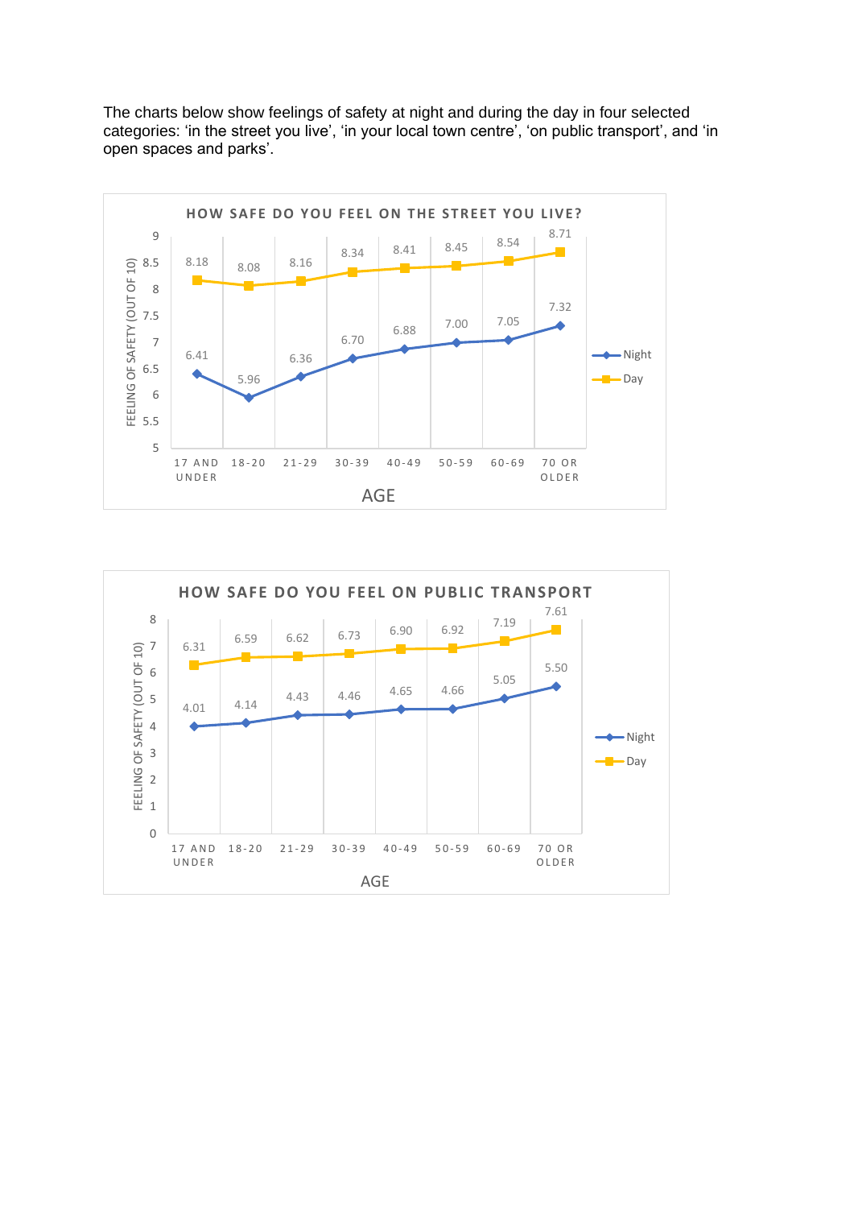The charts below show feelings of safety at night and during the day in four selected categories: 'in the street you live', 'in your local town centre', 'on public transport', and 'in open spaces and parks'.

**HOW SAFE DO YOU FEEL ON THE STREET YOU LIVE?**

| AGE | 17 AND UNDER | 18-20 | 21-29 | 30-39 | 40-49 | 50-59 | 60-69 | 70 OR OLDER |
|---|---|---|---|---|---|---|---|---|
| Night | 6.41 | 5.96 | 6.36 | 6.70 | 6.88 | 7.00 | 7.05 | 7.32 |
| Day | 8.18 | 8.08 | 8.16 | 8.34 | 8.41 | 8.45 | 8.54 | 8.71 |

FEELING OF SAFETY (OUT OF 10)

**HOW SAFE DO YOU FEEL ON PUBLIC TRANSPORT**

| AGE | 17 AND UNDER | 18-20 | 21-29 | 30-39 | 40-49 | 50-59 | 60-69 | 70 OR OLDER |
|---|---|---|---|---|---|---|---|---|
| Night | 4.01 | 4.14 | 4.43 | 4.46 | 4.65 | 4.66 | 5.05 | 5.50 |
| Day | 6.31 | 6.59 | 6.62 | 6.73 | 6.90 | 6.92 | 7.19 | 7.61 |

FEELING OF SAFETY (OUT OF 10)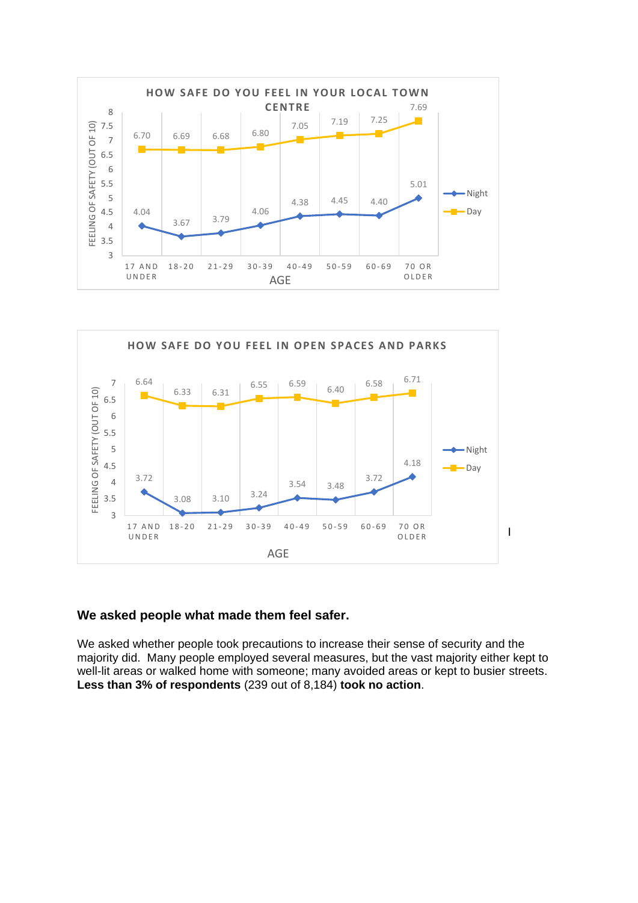**HOW SAFE DO YOU FEEL IN YOUR LOCAL TOWN CENTRE**

| AGE | Night | Day |
|---|---|---|
| 17 AND UNDER | 4.04 | 6.70 |
| 18-20 | 3.67 | 6.69 |
| 21-29 | 3.79 | 6.68 |
| 30-39 | 4.06 | 6.80 |
| 40-49 | 4.38 | 7.05 |
| 50-59 | 4.45 | 7.19 |
| 60-69 | 4.40 | 7.25 |
| 70 OR OLDER | 5.01 | 7.69 |

FEELING OF SAFETY (OUT OF 10)

**HOW SAFE DO YOU FEEL IN OPEN SPACES AND PARKS**

| AGE | Night | Day |
|---|---|---|
| 17 AND UNDER | 3.72 | 6.64 |
| 18-20 | 3.08 | 6.33 |
| 21-29 | 3.10 | 6.31 |
| 30-39 | 3.24 | 6.55 |
| 40-49 | 3.54 | 6.59 |
| 50-59 | 3.48 | 6.40 |
| 60-69 | 3.72 | 6.58 |
| 70 OR OLDER | 4.18 | 6.71 |

FEELING OF SAFETY (OUT OF 10)

### We asked people what made them feel safer.

We asked whether people took precautions to increase their sense of security and the majority did. Many people employed several measures, but the vast majority either kept to well-lit areas or walked home with someone; many avoided areas or kept to busier streets. **Less than 3% of respondents** (239 out of 8,184) **took no action**.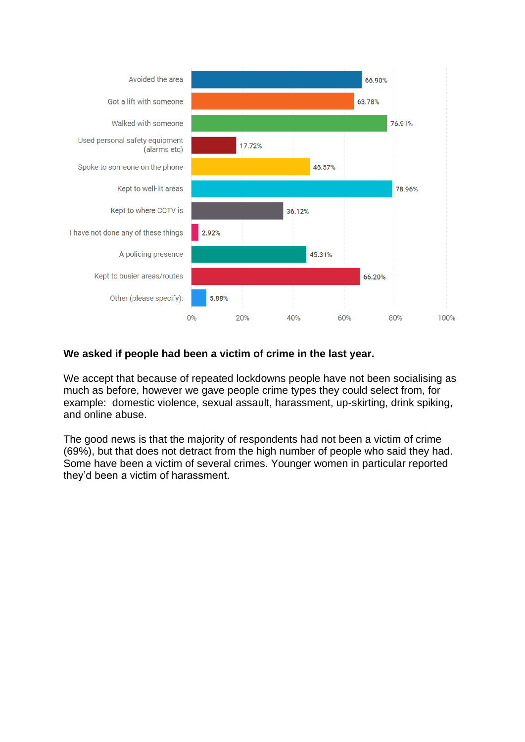| Response | Percentage |
|---|---|
| Avoided the area | 66.90% |
| Got a lift with someone | 63.78% |
| Walked with someone | 76.91% |
| Used personal safety equipment (alarms etc) | 17.72% |
| Spoke to someone on the phone | 46.57% |
| Kept to well-lit areas | 78.96% |
| Kept to where CCTV is | 36.12% |
| I have not done any of these things | 2.92% |
| A policing presence | 45.31% |
| Kept to busier areas/routes | 66.20% |
| Other (please specify): | 5.88% |

**We asked if people had been a victim of crime in the last year.**

We accept that because of repeated lockdowns people have not been socialising as much as before, however we gave people crime types they could select from, for example: domestic violence, sexual assault, harassment, up-skirting, drink spiking, and online abuse.

The good news is that the majority of respondents had not been a victim of crime (69%), but that does not detract from the high number of people who said they had. Some have been a victim of several crimes. Younger women in particular reported they'd been a victim of harassment.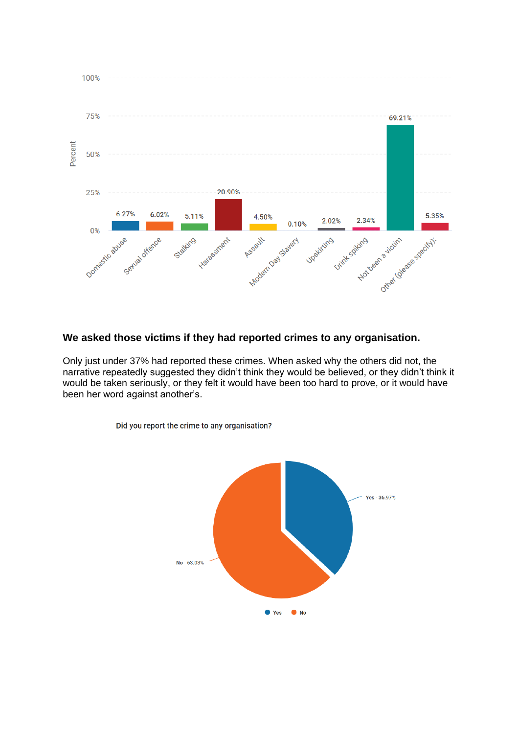| Category | Percent |
|---|---|
| Domestic abuse | 6.27% |
| Sexual offence | 6.02% |
| Stalking | 5.11% |
| Harassment | 20.90% |
| Assault | 4.50% |
| Modern Day Slavery | 0.10% |
| Upskirting | 2.02% |
| Drink spiking | 2.34% |
| Not been a victim | 69.21% |
| Other (please specify): | 5.35% |

**We asked those victims if they had reported crimes to any organisation.**

Only just under 37% had reported these crimes. When asked why the others did not, the narrative repeatedly suggested they didn't think they would be believed, or they didn't think it would be taken seriously, or they felt it would have been too hard to prove, or it would have been her word against another's.

Did you report the crime to any organisation?

| Response | Percent |
|---|---|
| Yes | 36.97% |
| No | 63.03% |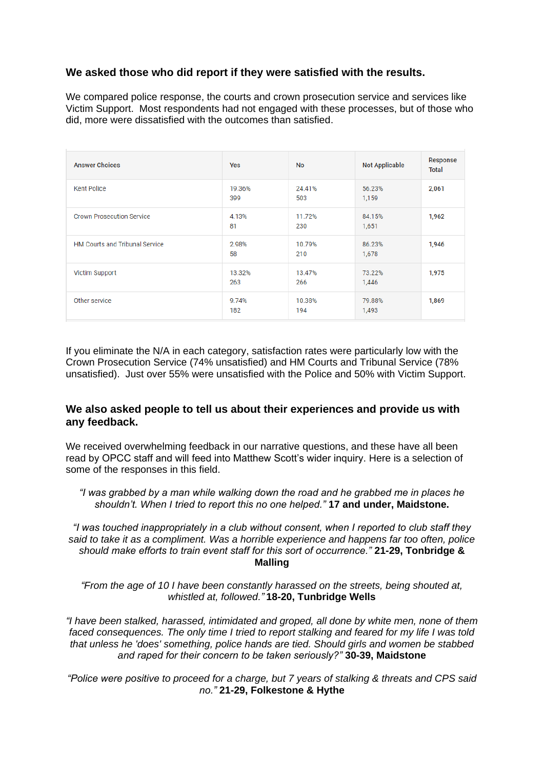### We asked those who did report if they were satisfied with the results.

We compared police response, the courts and crown prosecution service and services like Victim Support. Most respondents had not engaged with these processes, but of those who did, more were dissatisfied with the outcomes than satisfied.

| Answer Choices | Yes | No | Not Applicable | Response Total |
|---|---|---|---|---|
| Kent Police | 19.36% 399 | 24.41% 503 | 56.23% 1,159 | 2,061 |
| Crown Prosecution Service | 4.13% 81 | 11.72% 230 | 84.15% 1,651 | 1,962 |
| HM Courts and Tribunal Service | 2.98% 58 | 10.79% 210 | 86.23% 1,678 | 1,946 |
| Victim Support | 13.32% 263 | 13.47% 266 | 73.22% 1,446 | 1,975 |
| Other service | 9.74% 182 | 10.38% 194 | 79.88% 1,493 | 1,869 |

If you eliminate the N/A in each category, satisfaction rates were particularly low with the Crown Prosecution Service (74% unsatisfied) and HM Courts and Tribunal Service (78% unsatisfied). Just over 55% were unsatisfied with the Police and 50% with Victim Support.

### We also asked people to tell us about their experiences and provide us with any feedback.

We received overwhelming feedback in our narrative questions, and these have all been read by OPCC staff and will feed into Matthew Scott's wider inquiry. Here is a selection of some of the responses in this field.

*"I was grabbed by a man while walking down the road and he grabbed me in places he shouldn't. When I tried to report this no one helped."* **17 and under, Maidstone.**

*"I was touched inappropriately in a club without consent, when I reported to club staff they said to take it as a compliment. Was a horrible experience and happens far too often, police should make efforts to train event staff for this sort of occurrence."* **21-29, Tonbridge & Malling**

*"From the age of 10 I have been constantly harassed on the streets, being shouted at, whistled at, followed."* **18-20, Tunbridge Wells**

*"I have been stalked, harassed, intimidated and groped, all done by white men, none of them faced consequences. The only time I tried to report stalking and feared for my life I was told that unless he 'does' something, police hands are tied. Should girls and women be stabbed and raped for their concern to be taken seriously?"* **30-39, Maidstone**

*"Police were positive to proceed for a charge, but 7 years of stalking & threats and CPS said no."* **21-29, Folkestone & Hythe**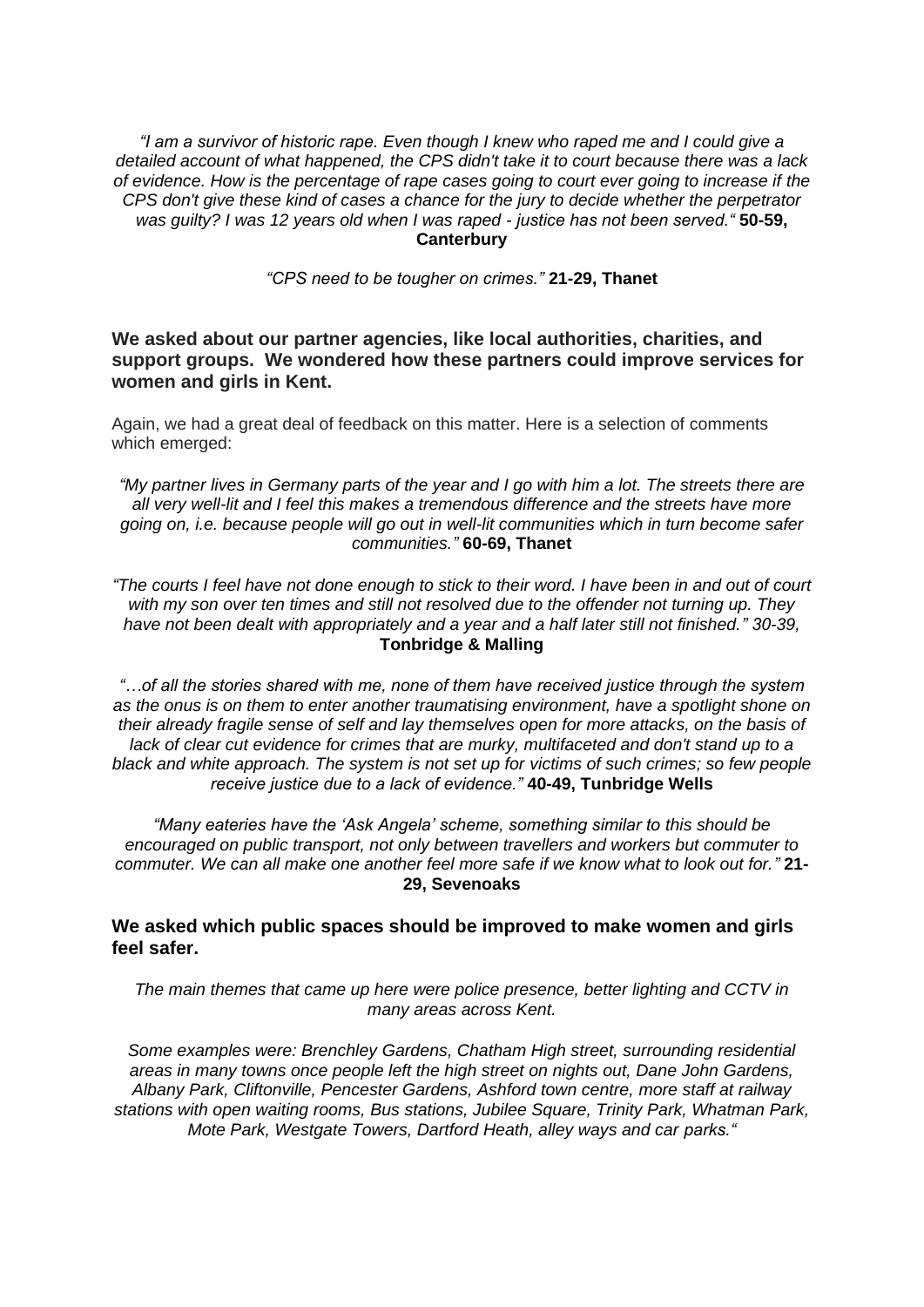*"I am a survivor of historic rape. Even though I knew who raped me and I could give a detailed account of what happened, the CPS didn't take it to court because there was a lack of evidence. How is the percentage of rape cases going to court ever going to increase if the CPS don't give these kind of cases a chance for the jury to decide whether the perpetrator was guilty? I was 12 years old when I was raped - justice has not been served."* **50-59, Canterbury**

*"CPS need to be tougher on crimes."* **21-29, Thanet**

**We asked about our partner agencies, like local authorities, charities, and support groups. We wondered how these partners could improve services for women and girls in Kent.**

Again, we had a great deal of feedback on this matter. Here is a selection of comments which emerged:

*"My partner lives in Germany parts of the year and I go with him a lot. The streets there are all very well-lit and I feel this makes a tremendous difference and the streets have more going on, i.e. because people will go out in well-lit communities which in turn become safer communities."* **60-69, Thanet**

*"The courts I feel have not done enough to stick to their word. I have been in and out of court with my son over ten times and still not resolved due to the offender not turning up. They have not been dealt with appropriately and a year and a half later still not finished." 30-39,* **Tonbridge & Malling**

*"…of all the stories shared with me, none of them have received justice through the system as the onus is on them to enter another traumatising environment, have a spotlight shone on their already fragile sense of self and lay themselves open for more attacks, on the basis of lack of clear cut evidence for crimes that are murky, multifaceted and don't stand up to a black and white approach. The system is not set up for victims of such crimes; so few people receive justice due to a lack of evidence."* **40-49, Tunbridge Wells**

*"Many eateries have the 'Ask Angela' scheme, something similar to this should be encouraged on public transport, not only between travellers and workers but commuter to commuter. We can all make one another feel more safe if we know what to look out for."* **21-29, Sevenoaks**

**We asked which public spaces should be improved to make women and girls feel safer.**

*The main themes that came up here were police presence, better lighting and CCTV in many areas across Kent.*

*Some examples were: Brenchley Gardens, Chatham High street, surrounding residential areas in many towns once people left the high street on nights out, Dane John Gardens, Albany Park, Cliftonville, Pencester Gardens, Ashford town centre, more staff at railway stations with open waiting rooms, Bus stations, Jubilee Square, Trinity Park, Whatman Park, Mote Park, Westgate Towers, Dartford Heath, alley ways and car parks."*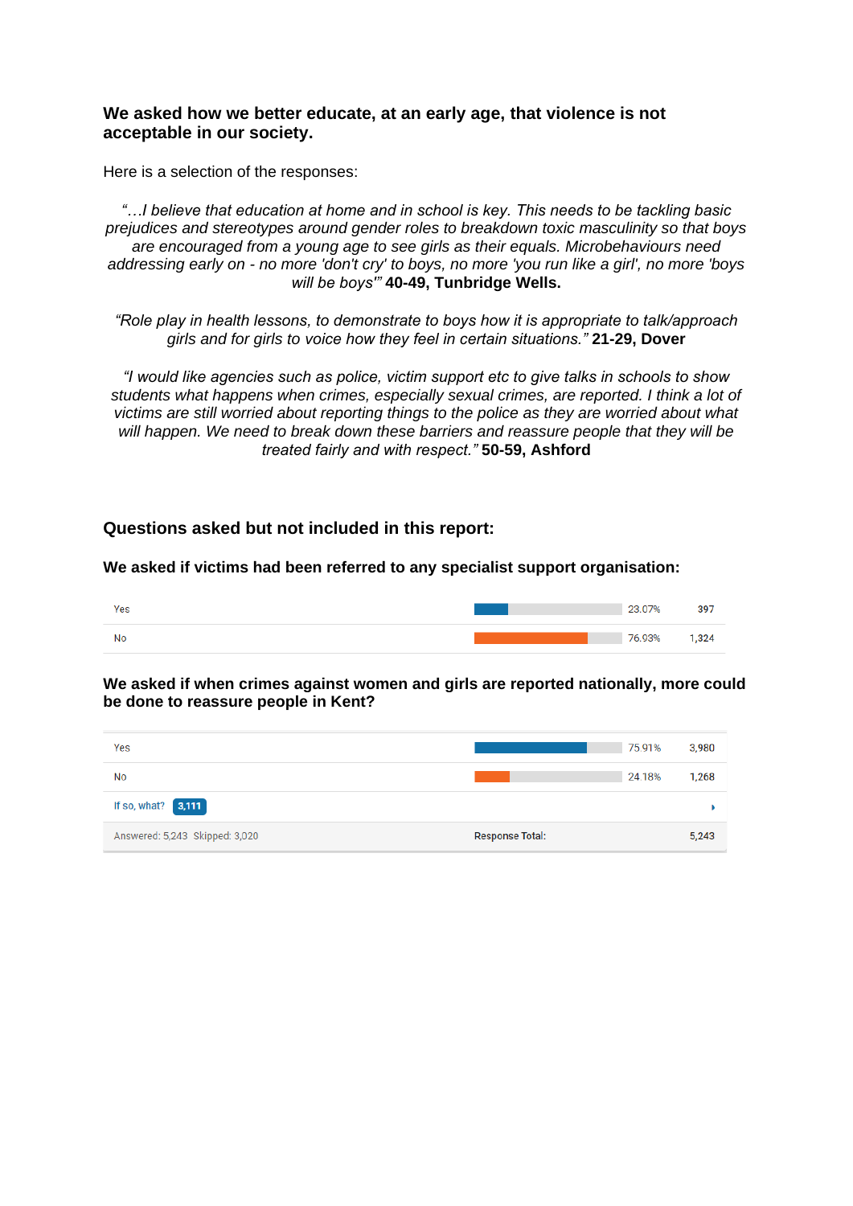### We asked how we better educate, at an early age, that violence is not acceptable in our society.

Here is a selection of the responses:

*"…I believe that education at home and in school is key. This needs to be tackling basic prejudices and stereotypes around gender roles to breakdown toxic masculinity so that boys are encouraged from a young age to see girls as their equals. Microbehaviours need addressing early on - no more 'don't cry' to boys, no more 'you run like a girl', no more 'boys will be boys'"* **40-49, Tunbridge Wells.**

*"Role play in health lessons, to demonstrate to boys how it is appropriate to talk/approach girls and for girls to voice how they feel in certain situations."* **21-29, Dover**

*"I would like agencies such as police, victim support etc to give talks in schools to show students what happens when crimes, especially sexual crimes, are reported. I think a lot of victims are still worried about reporting things to the police as they are worried about what will happen. We need to break down these barriers and reassure people that they will be treated fairly and with respect."* **50-59, Ashford**

### Questions asked but not included in this report:

#### We asked if victims had been referred to any specialist support organisation:

| | | |
|---|---|---|
| Yes | 23.07% | 397 |
| No | 76.93% | 1,324 |

#### We asked if when crimes against women and girls are reported nationally, more could be done to reassure people in Kent?

| | | |
|---|---|---|
| Yes | 75.91% | 3,980 |
| No | 24.18% | 1,268 |
| If so, what? 3,111 | | |
| Answered: 5,243 Skipped: 3,020 | Response Total: | 5,243 |